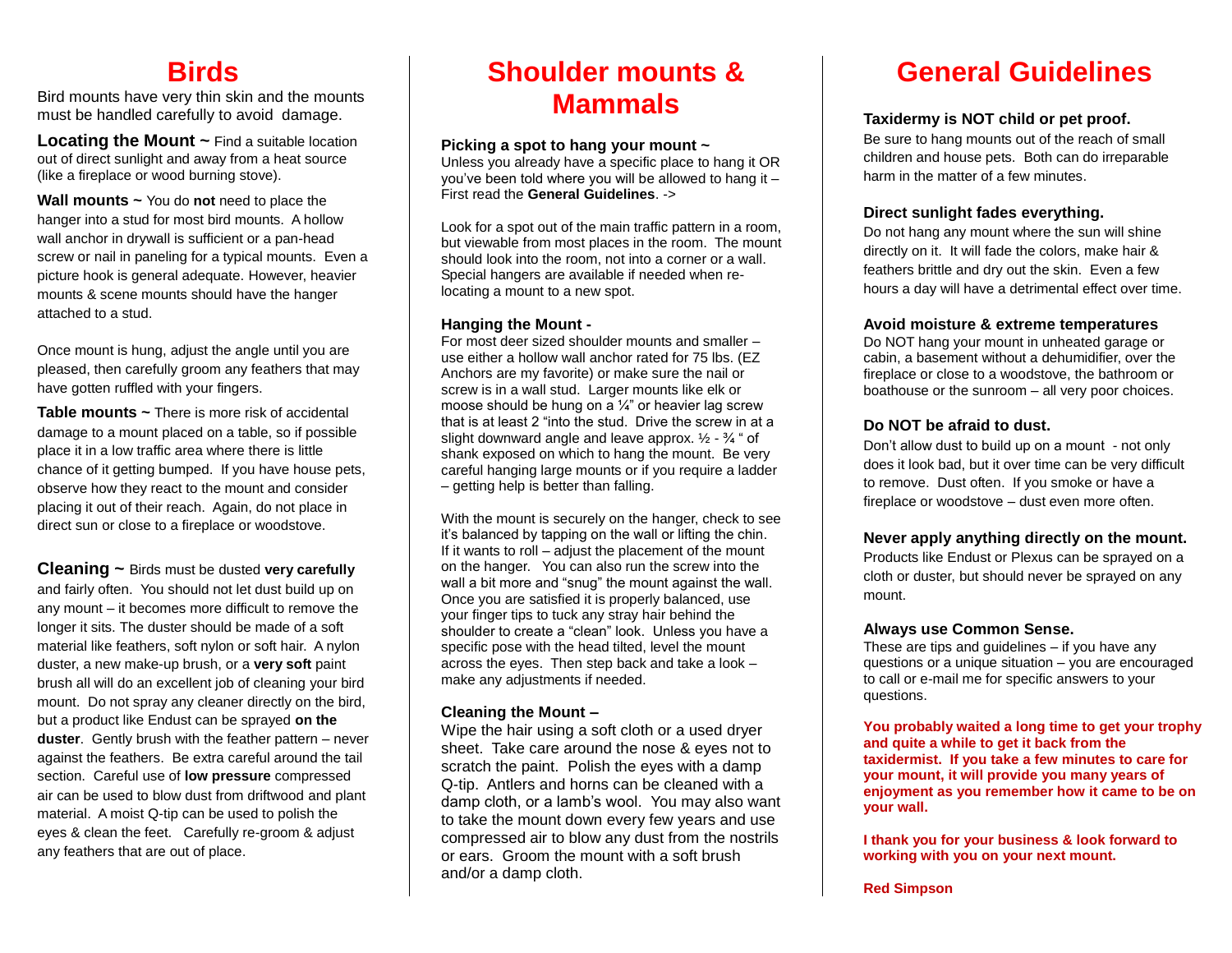# Birds

Bird mounts have very thin skin and the mounts must be handled carefully to avoid damage.

**Locating the Mount ~** Find a suitable location out of direct sunlight and away from a heat source (like a fireplace or wood burning stove).

**Wall mounts ~** You do **not** need to place the hanger into a stud for most bird mounts. A hollow wall anchor in drywall is sufficient or a pan-head screw or nail in paneling for a typical mounts. Even a picture hook is general adequate. However, heavier mounts & scene mounts should have the hanger attached to a stud.

Once mount is hung, adjust the angle until you are pleased, then carefully groom any feathers that may have gotten ruffled with your fingers.

**Table mounts ~** There is more risk of accidental damage to a mount placed on a table, so if possible place it in a low traffic area where there is little chance of it getting bumped. If you have house pets, observe how they react to the mount and consider placing it out of their reach. Again, do not place in direct sun or close to a fireplace or woodstove.

**Cleaning ~** Birds must be dusted **very carefully** and fairly often. You should not let dust build up on any mount – it becomes more difficult to remove the longer it sits. The duster should be made of a soft material like feathers, soft nylon or soft hair. A nylon duster, a new make-up brush, or a **very soft** paint brush all will do an excellent job of cleaning your bird mount. Do not spray any cleaner directly on the bird, but a product like Endust can be sprayed **on the duster**. Gently brush with the feather pattern – never against the feathers. Be extra careful around the tail section. Careful use of **low pressure** compressed air can be used to blow dust from driftwood and plant material. A moist Q-tip can be used to polish the eyes & clean the feet. Carefully re-groom & adjust any feathers that are out of place.

# Shoulder mounts & Mammals

**Picking a spot to hang your mount ~**
Unless you already have a specific place to hang it OR you've been told where you will be allowed to hang it – First read the **General Guidelines**. ->

Look for a spot out of the main traffic pattern in a room, but viewable from most places in the room. The mount should look into the room, not into a corner or a wall. Special hangers are available if needed when re-locating a mount to a new spot.

**Hanging the Mount -**
For most deer sized shoulder mounts and smaller – use either a hollow wall anchor rated for 75 lbs. (EZ Anchors are my favorite) or make sure the nail or screw is in a wall stud. Larger mounts like elk or moose should be hung on a ¼" or heavier lag screw that is at least 2 "into the stud. Drive the screw in at a slight downward angle and leave approx. ½ - ¾ " of shank exposed on which to hang the mount. Be very careful hanging large mounts or if you require a ladder – getting help is better than falling.

With the mount is securely on the hanger, check to see it's balanced by tapping on the wall or lifting the chin. If it wants to roll – adjust the placement of the mount on the hanger. You can also run the screw into the wall a bit more and "snug" the mount against the wall. Once you are satisfied it is properly balanced, use your finger tips to tuck any stray hair behind the shoulder to create a "clean" look. Unless you have a specific pose with the head tilted, level the mount across the eyes. Then step back and take a look – make any adjustments if needed.

**Cleaning the Mount –**
Wipe the hair using a soft cloth or a used dryer sheet. Take care around the nose & eyes not to scratch the paint. Polish the eyes with a damp Q-tip. Antlers and horns can be cleaned with a damp cloth, or a lamb's wool. You may also want to take the mount down every few years and use compressed air to blow any dust from the nostrils or ears. Groom the mount with a soft brush and/or a damp cloth.

# General Guidelines

**Taxidermy is NOT child or pet proof.**
Be sure to hang mounts out of the reach of small children and house pets. Both can do irreparable harm in the matter of a few minutes.

**Direct sunlight fades everything.**
Do not hang any mount where the sun will shine directly on it. It will fade the colors, make hair & feathers brittle and dry out the skin. Even a few hours a day will have a detrimental effect over time.

**Avoid moisture & extreme temperatures**
Do NOT hang your mount in unheated garage or cabin, a basement without a dehumidifier, over the fireplace or close to a woodstove, the bathroom or boathouse or the sunroom – all very poor choices.

**Do NOT be afraid to dust.**
Don't allow dust to build up on a mount - not only does it look bad, but it over time can be very difficult to remove. Dust often. If you smoke or have a fireplace or woodstove – dust even more often.

**Never apply anything directly on the mount.**
Products like Endust or Plexus can be sprayed on a cloth or duster, but should never be sprayed on any mount.

**Always use Common Sense.**
These are tips and guidelines – if you have any questions or a unique situation – you are encouraged to call or e-mail me for specific answers to your questions.

**You probably waited a long time to get your trophy and quite a while to get it back from the taxidermist. If you take a few minutes to care for your mount, it will provide you many years of enjoyment as you remember how it came to be on your wall.**

**I thank you for your business & look forward to working with you on your next mount.**

**Red Simpson**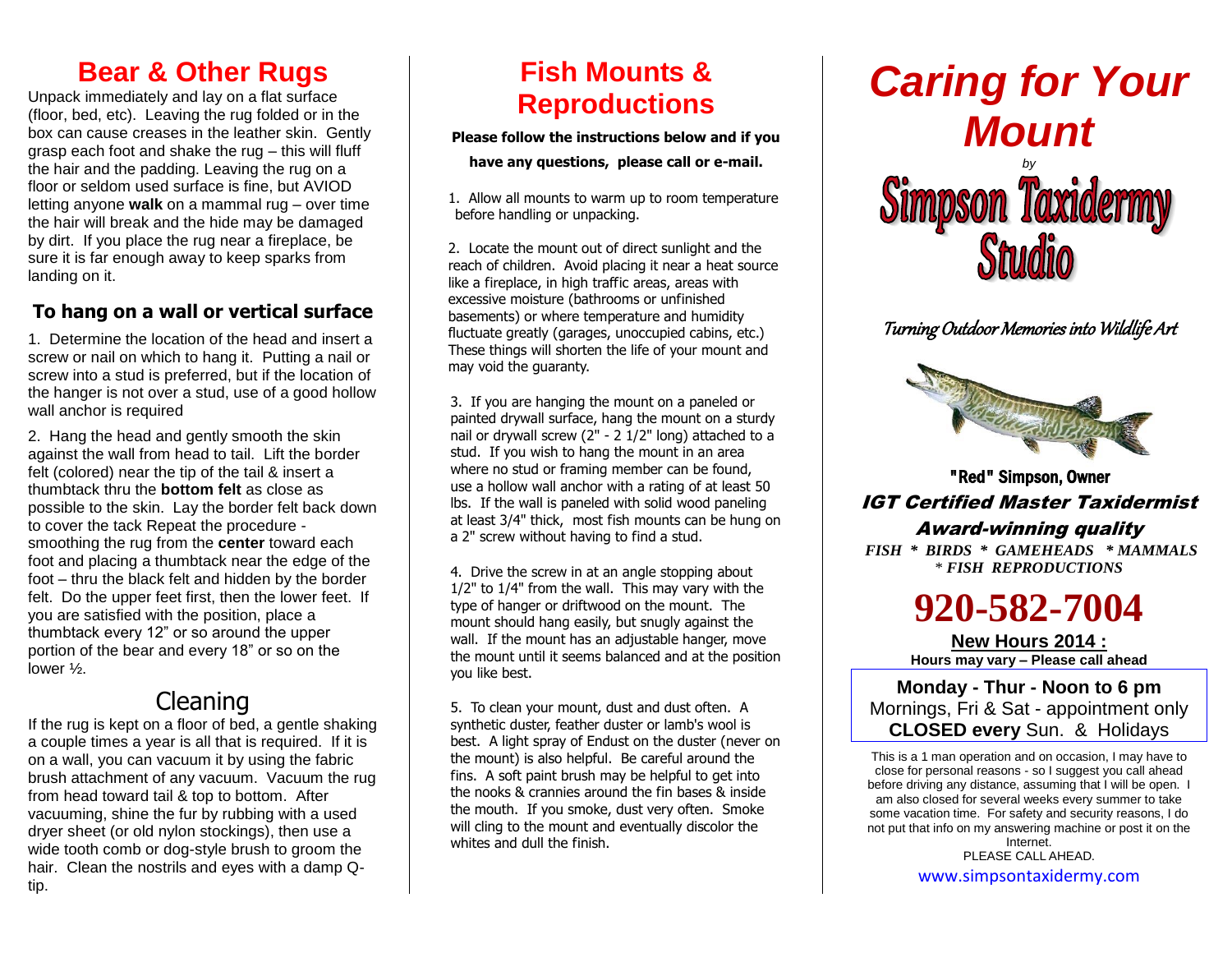# Bear & Other Rugs

Unpack immediately and lay on a flat surface (floor, bed, etc). Leaving the rug folded or in the box can cause creases in the leather skin. Gently grasp each foot and shake the rug – this will fluff the hair and the padding. Leaving the rug on a floor or seldom used surface is fine, but AVIOD letting anyone **walk** on a mammal rug – over time the hair will break and the hide may be damaged by dirt. If you place the rug near a fireplace, be sure it is far enough away to keep sparks from landing on it.

### To hang on a wall or vertical surface

1. Determine the location of the head and insert a screw or nail on which to hang it. Putting a nail or screw into a stud is preferred, but if the location of the hanger is not over a stud, use of a good hollow wall anchor is required

2. Hang the head and gently smooth the skin against the wall from head to tail. Lift the border felt (colored) near the tip of the tail & insert a thumbtack thru the **bottom felt** as close as possible to the skin. Lay the border felt back down to cover the tack Repeat the procedure - smoothing the rug from the **center** toward each foot and placing a thumbtack near the edge of the foot – thru the black felt and hidden by the border felt. Do the upper feet first, then the lower feet. If you are satisfied with the position, place a thumbtack every 12" or so around the upper portion of the bear and every 18" or so on the lower ½.

## Cleaning

If the rug is kept on a floor of bed, a gentle shaking a couple times a year is all that is required. If it is on a wall, you can vacuum it by using the fabric brush attachment of any vacuum. Vacuum the rug from head toward tail & top to bottom. After vacuuming, shine the fur by rubbing with a used dryer sheet (or old nylon stockings), then use a wide tooth comb or dog-style brush to groom the hair. Clean the nostrils and eyes with a damp Q-tip.

# Fish Mounts & Reproductions

**Please follow the instructions below and if you have any questions, please call or e-mail.**

1. Allow all mounts to warm up to room temperature before handling or unpacking.

2. Locate the mount out of direct sunlight and the reach of children. Avoid placing it near a heat source like a fireplace, in high traffic areas, areas with excessive moisture (bathrooms or unfinished basements) or where temperature and humidity fluctuate greatly (garages, unoccupied cabins, etc.) These things will shorten the life of your mount and may void the guaranty.

3. If you are hanging the mount on a paneled or painted drywall surface, hang the mount on a sturdy nail or drywall screw (2" - 2 1/2" long) attached to a stud. If you wish to hang the mount in an area where no stud or framing member can be found, use a hollow wall anchor with a rating of at least 50 lbs. If the wall is paneled with solid wood paneling at least 3/4" thick, most fish mounts can be hung on a 2" screw without having to find a stud.

4. Drive the screw in at an angle stopping about 1/2" to 1/4" from the wall. This may vary with the type of hanger or driftwood on the mount. The mount should hang easily, but snugly against the wall. If the mount has an adjustable hanger, move the mount until it seems balanced and at the position you like best.

5. To clean your mount, dust and dust often. A synthetic duster, feather duster or lamb's wool is best. A light spray of Endust on the duster (never on the mount) is also helpful. Be careful around the fins. A soft paint brush may be helpful to get into the nooks & crannies around the fin bases & inside the mouth. If you smoke, dust very often. Smoke will cling to the mount and eventually discolor the whites and dull the finish.

# *Caring for Your Mount*

*by*

## Simpson Taxidermy Studio

*Turning Outdoor Memories into Wildlife Art*

**"Red" Simpson, Owner**

***IGT Certified Master Taxidermist***

***Award-winning quality***

***FISH * BIRDS * GAMEHEADS * MAMMALS * FISH REPRODUCTIONS***

# 920-582-7004

**New Hours 2014 :**

**Hours may vary – Please call ahead**

**Monday - Thur - Noon to 6 pm**
Mornings, Fri & Sat - appointment only
**CLOSED every** Sun. & Holidays

This is a 1 man operation and on occasion, I may have to close for personal reasons - so I suggest you call ahead before driving any distance, assuming that I will be open. I am also closed for several weeks every summer to take some vacation time. For safety and security reasons, I do not put that info on my answering machine or post it on the Internet.
PLEASE CALL AHEAD.

www.simpsontaxidermy.com